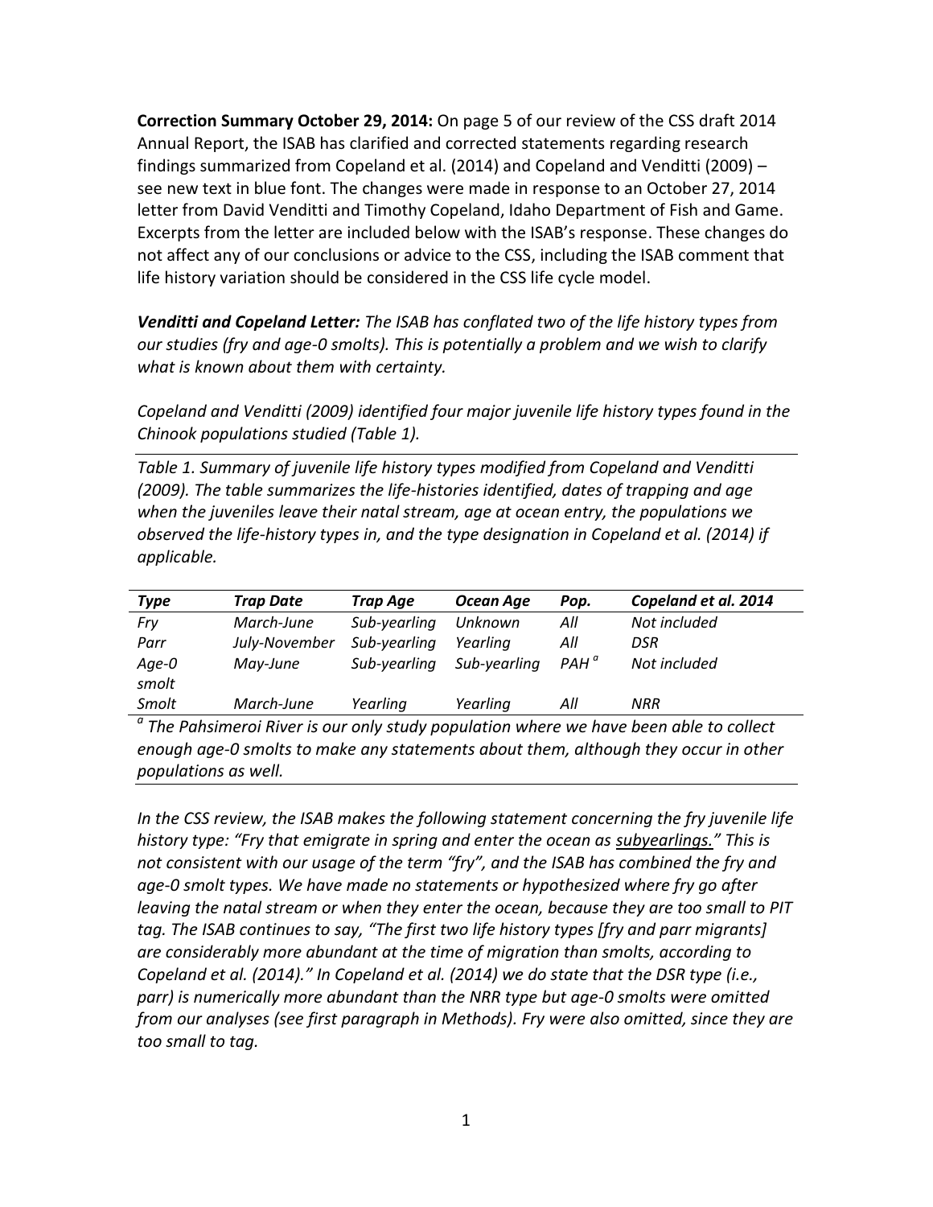**Correction Summary October 29, 2014:** On page 5 of our review of the CSS draft 2014 Annual Report, the ISAB has clarified and corrected statements regarding research findings summarized from Copeland et al. (2014) and Copeland and Venditti (2009) – see new text in blue font. The changes were made in response to an October 27, 2014 letter from David Venditti and Timothy Copeland, Idaho Department of Fish and Game. Excerpts from the letter are included below with the ISAB's response. These changes do not affect any of our conclusions or advice to the CSS, including the ISAB comment that life history variation should be considered in the CSS life cycle model.

***Venditti and Copeland Letter:*** *The ISAB has conflated two of the life history types from our studies (fry and age-0 smolts). This is potentially a problem and we wish to clarify what is known about them with certainty.*

*Copeland and Venditti (2009) identified four major juvenile life history types found in the Chinook populations studied (Table 1).*

*Table 1. Summary of juvenile life history types modified from Copeland and Venditti (2009). The table summarizes the life-histories identified, dates of trapping and age when the juveniles leave their natal stream, age at ocean entry, the populations we observed the life-history types in, and the type designation in Copeland et al. (2014) if applicable.*

| *Type* | *Trap Date* | *Trap Age* | *Ocean Age* | *Pop.* | *Copeland et al. 2014* |
|---|---|---|---|---|---|
| *Fry* | *March-June* | *Sub-yearling* | *Unknown* | *All* | *Not included* |
| *Parr* | *July-November* | *Sub-yearling* | *Yearling* | *All* | *DSR* |
| *Age-0 smolt* | *May-June* | *Sub-yearling* | *Sub-yearling* | *PAH*[a] | *Not included* |
| *Smolt* | *March-June* | *Yearling* | *Yearling* | *All* | *NRR* |

[a] *The Pahsimeroi River is our only study population where we have been able to collect enough age-0 smolts to make any statements about them, although they occur in other populations as well.*

*In the CSS review, the ISAB makes the following statement concerning the fry juvenile life history type: "Fry that emigrate in spring and enter the ocean as subyearlings." This is not consistent with our usage of the term "fry", and the ISAB has combined the fry and age-0 smolt types. We have made no statements or hypothesized where fry go after leaving the natal stream or when they enter the ocean, because they are too small to PIT tag. The ISAB continues to say, "The first two life history types [fry and parr migrants] are considerably more abundant at the time of migration than smolts, according to Copeland et al. (2014)." In Copeland et al. (2014) we do state that the DSR type (i.e., parr) is numerically more abundant than the NRR type but age-0 smolts were omitted from our analyses (see first paragraph in Methods). Fry were also omitted, since they are too small to tag.*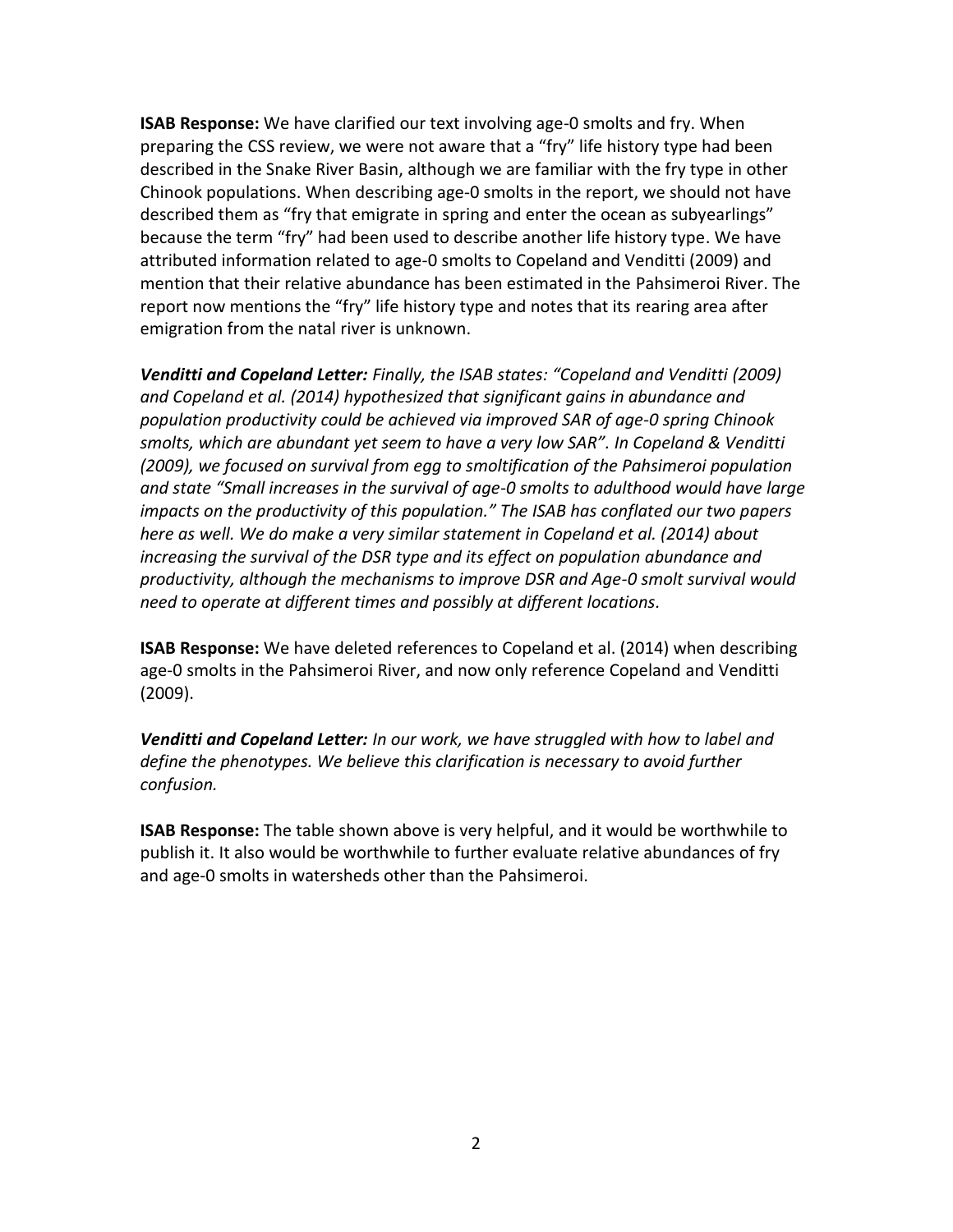**ISAB Response:** We have clarified our text involving age-0 smolts and fry. When preparing the CSS review, we were not aware that a "fry" life history type had been described in the Snake River Basin, although we are familiar with the fry type in other Chinook populations. When describing age-0 smolts in the report, we should not have described them as "fry that emigrate in spring and enter the ocean as subyearlings" because the term "fry" had been used to describe another life history type. We have attributed information related to age-0 smolts to Copeland and Venditti (2009) and mention that their relative abundance has been estimated in the Pahsimeroi River. The report now mentions the "fry" life history type and notes that its rearing area after emigration from the natal river is unknown.

***Venditti and Copeland Letter:*** *Finally, the ISAB states: "Copeland and Venditti (2009) and Copeland et al. (2014) hypothesized that significant gains in abundance and population productivity could be achieved via improved SAR of age-0 spring Chinook smolts, which are abundant yet seem to have a very low SAR". In Copeland & Venditti (2009), we focused on survival from egg to smoltification of the Pahsimeroi population and state "Small increases in the survival of age-0 smolts to adulthood would have large impacts on the productivity of this population." The ISAB has conflated our two papers here as well. We do make a very similar statement in Copeland et al. (2014) about increasing the survival of the DSR type and its effect on population abundance and productivity, although the mechanisms to improve DSR and Age-0 smolt survival would need to operate at different times and possibly at different locations.*

**ISAB Response:** We have deleted references to Copeland et al. (2014) when describing age-0 smolts in the Pahsimeroi River, and now only reference Copeland and Venditti (2009).

***Venditti and Copeland Letter:*** *In our work, we have struggled with how to label and define the phenotypes. We believe this clarification is necessary to avoid further confusion.*

**ISAB Response:** The table shown above is very helpful, and it would be worthwhile to publish it. It also would be worthwhile to further evaluate relative abundances of fry and age-0 smolts in watersheds other than the Pahsimeroi.